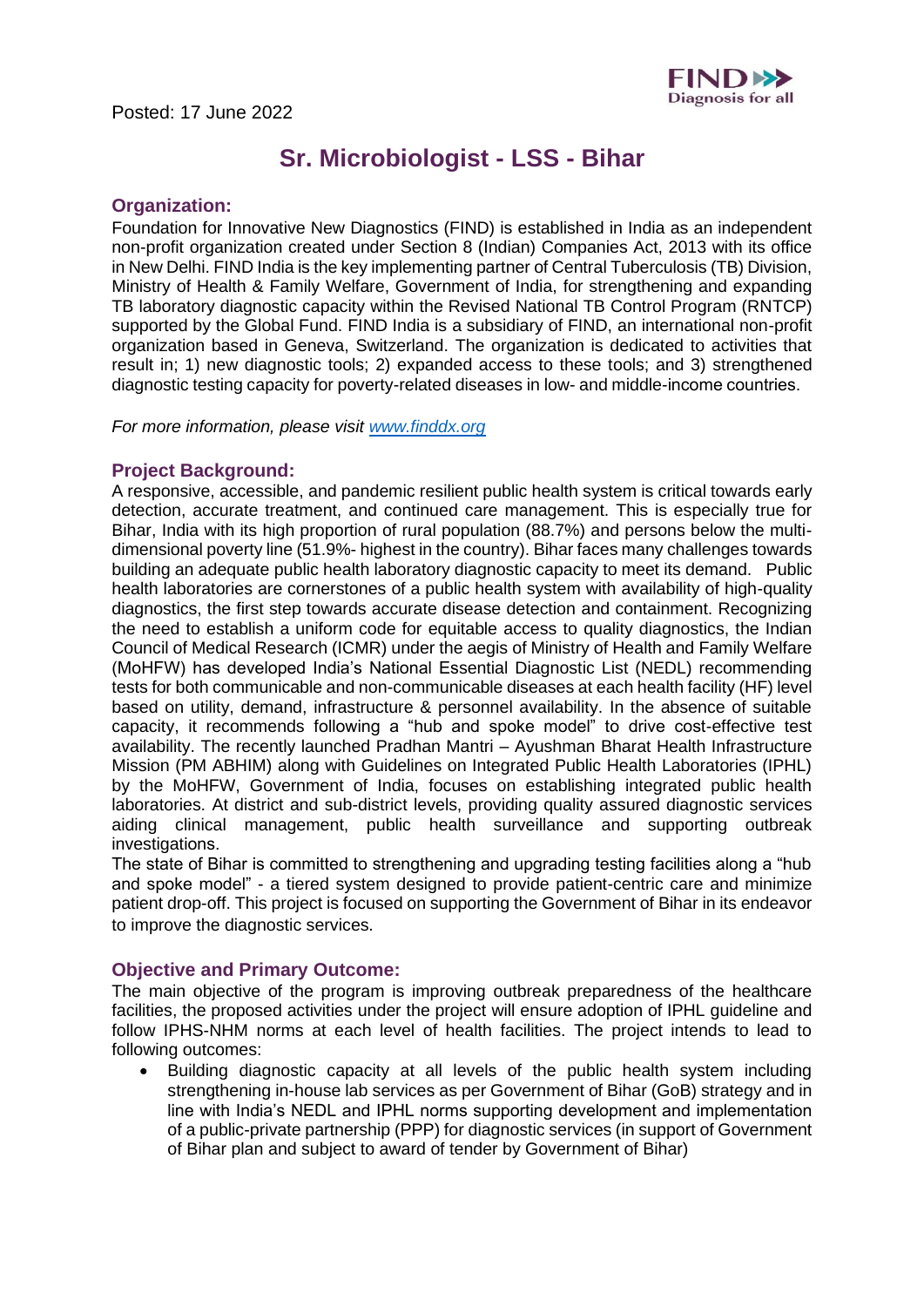Posted: 17 June 2022

FIND Diagnosis for all

# Sr. Microbiologist - LSS - Bihar

## Organization:

Foundation for Innovative New Diagnostics (FIND) is established in India as an independent non-profit organization created under Section 8 (Indian) Companies Act, 2013 with its office in New Delhi. FIND India is the key implementing partner of Central Tuberculosis (TB) Division, Ministry of Health & Family Welfare, Government of India, for strengthening and expanding TB laboratory diagnostic capacity within the Revised National TB Control Program (RNTCP) supported by the Global Fund. FIND India is a subsidiary of FIND, an international non-profit organization based in Geneva, Switzerland. The organization is dedicated to activities that result in; 1) new diagnostic tools; 2) expanded access to these tools; and 3) strengthened diagnostic testing capacity for poverty-related diseases in low- and middle-income countries.

*For more information, please visit [www.finddx.org](http://www.finddx.org)*

## Project Background:

A responsive, accessible, and pandemic resilient public health system is critical towards early detection, accurate treatment, and continued care management. This is especially true for Bihar, India with its high proportion of rural population (88.7%) and persons below the multi-dimensional poverty line (51.9%- highest in the country). Bihar faces many challenges towards building an adequate public health laboratory diagnostic capacity to meet its demand. Public health laboratories are cornerstones of a public health system with availability of high-quality diagnostics, the first step towards accurate disease detection and containment. Recognizing the need to establish a uniform code for equitable access to quality diagnostics, the Indian Council of Medical Research (ICMR) under the aegis of Ministry of Health and Family Welfare (MoHFW) has developed India's National Essential Diagnostic List (NEDL) recommending tests for both communicable and non-communicable diseases at each health facility (HF) level based on utility, demand, infrastructure & personnel availability. In the absence of suitable capacity, it recommends following a "hub and spoke model" to drive cost-effective test availability. The recently launched Pradhan Mantri – Ayushman Bharat Health Infrastructure Mission (PM ABHIM) along with Guidelines on Integrated Public Health Laboratories (IPHL) by the MoHFW, Government of India, focuses on establishing integrated public health laboratories. At district and sub-district levels, providing quality assured diagnostic services aiding clinical management, public health surveillance and supporting outbreak investigations.

The state of Bihar is committed to strengthening and upgrading testing facilities along a "hub and spoke model" - a tiered system designed to provide patient-centric care and minimize patient drop-off. This project is focused on supporting the Government of Bihar in its endeavor to improve the diagnostic services.

## Objective and Primary Outcome:

The main objective of the program is improving outbreak preparedness of the healthcare facilities, the proposed activities under the project will ensure adoption of IPHL guideline and follow IPHS-NHM norms at each level of health facilities. The project intends to lead to following outcomes:

- Building diagnostic capacity at all levels of the public health system including strengthening in-house lab services as per Government of Bihar (GoB) strategy and in line with India's NEDL and IPHL norms supporting development and implementation of a public-private partnership (PPP) for diagnostic services (in support of Government of Bihar plan and subject to award of tender by Government of Bihar)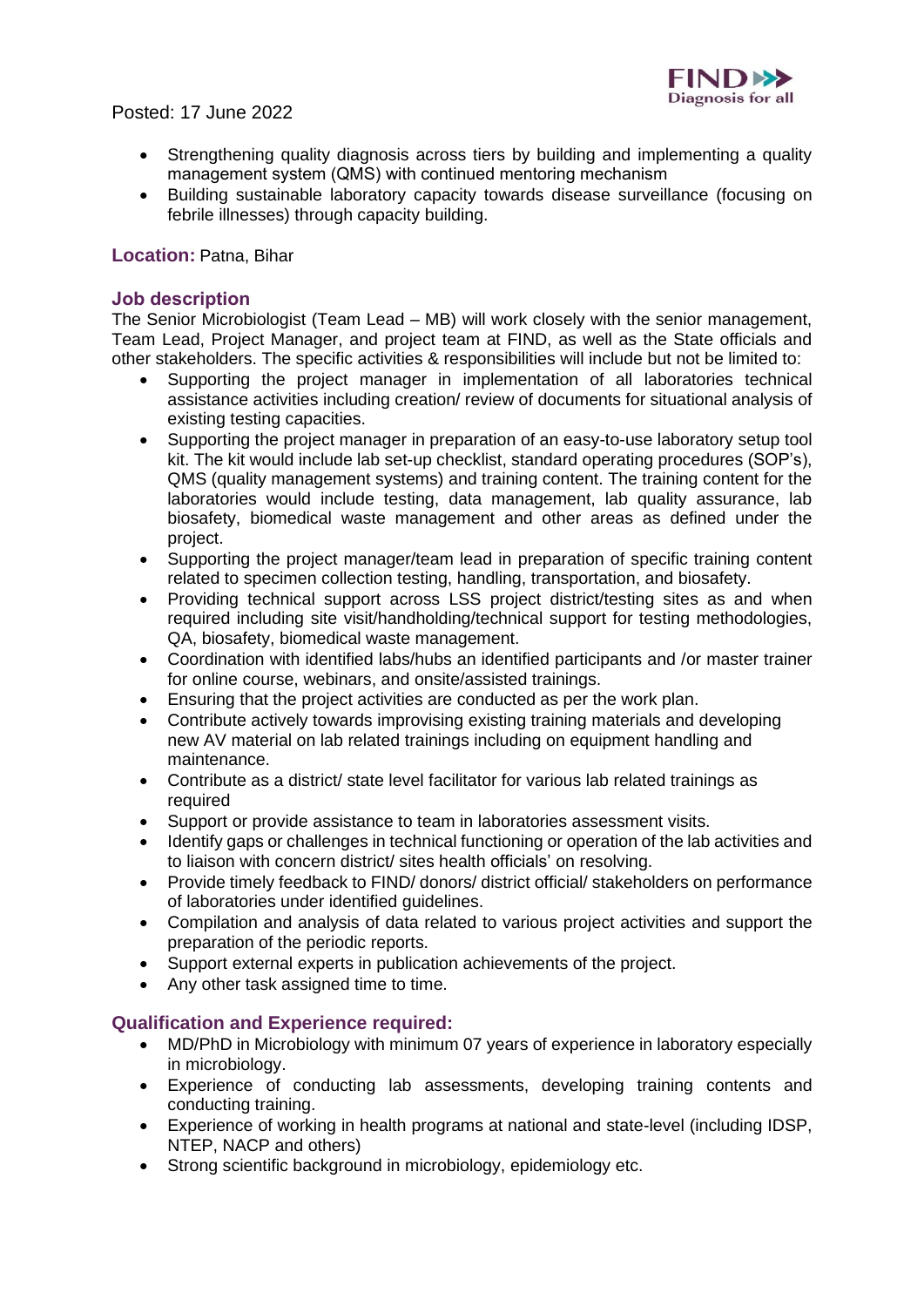Posted: 17 June 2022

- Strengthening quality diagnosis across tiers by building and implementing a quality management system (QMS) with continued mentoring mechanism
- Building sustainable laboratory capacity towards disease surveillance (focusing on febrile illnesses) through capacity building.

**Location:** Patna, Bihar

### Job description

The Senior Microbiologist (Team Lead – MB) will work closely with the senior management, Team Lead, Project Manager, and project team at FIND, as well as the State officials and other stakeholders. The specific activities & responsibilities will include but not be limited to:

- Supporting the project manager in implementation of all laboratories technical assistance activities including creation/ review of documents for situational analysis of existing testing capacities.
- Supporting the project manager in preparation of an easy-to-use laboratory setup tool kit. The kit would include lab set-up checklist, standard operating procedures (SOP's), QMS (quality management systems) and training content. The training content for the laboratories would include testing, data management, lab quality assurance, lab biosafety, biomedical waste management and other areas as defined under the project.
- Supporting the project manager/team lead in preparation of specific training content related to specimen collection testing, handling, transportation, and biosafety.
- Providing technical support across LSS project district/testing sites as and when required including site visit/handholding/technical support for testing methodologies, QA, biosafety, biomedical waste management.
- Coordination with identified labs/hubs an identified participants and /or master trainer for online course, webinars, and onsite/assisted trainings.
- Ensuring that the project activities are conducted as per the work plan.
- Contribute actively towards improving existing training materials and developing new AV material on lab related trainings including on equipment handling and maintenance.
- Contribute as a district/ state level facilitator for various lab related trainings as required
- Support or provide assistance to team in laboratories assessment visits.
- Identify gaps or challenges in technical functioning or operation of the lab activities and to liaison with concern district/ sites health officials' on resolving.
- Provide timely feedback to FIND/ donors/ district official/ stakeholders on performance of laboratories under identified guidelines.
- Compilation and analysis of data related to various project activities and support the preparation of the periodic reports.
- Support external experts in publication achievements of the project.
- Any other task assigned time to time.

### Qualification and Experience required:

- MD/PhD in Microbiology with minimum 07 years of experience in laboratory especially in microbiology.
- Experience of conducting lab assessments, developing training contents and conducting training.
- Experience of working in health programs at national and state-level (including IDSP, NTEP, NACP and others)
- Strong scientific background in microbiology, epidemiology etc.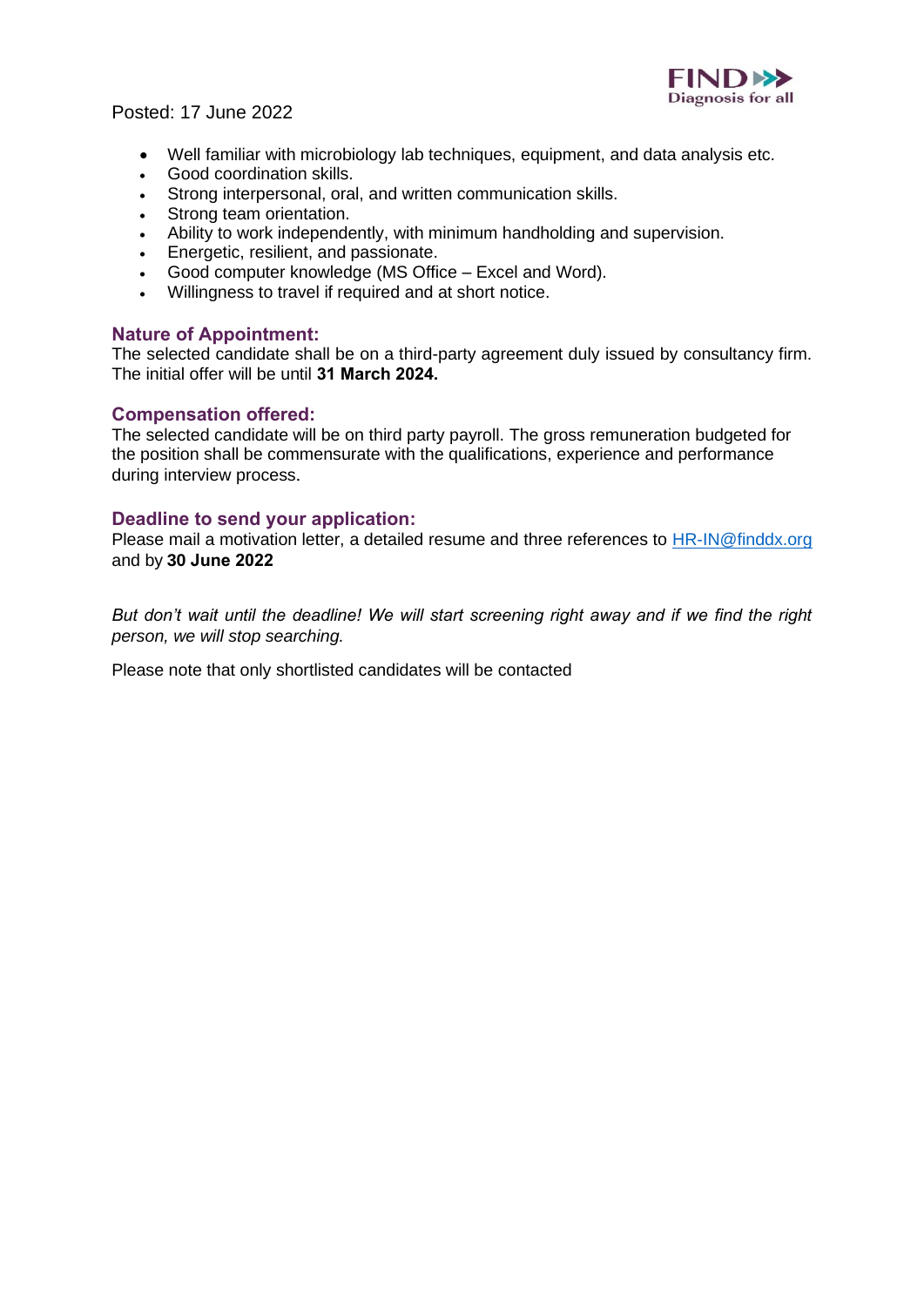Posted: 17 June 2022

- Well familiar with microbiology lab techniques, equipment, and data analysis etc.
- Good coordination skills.
- Strong interpersonal, oral, and written communication skills.
- Strong team orientation.
- Ability to work independently, with minimum handholding and supervision.
- Energetic, resilient, and passionate.
- Good computer knowledge (MS Office – Excel and Word).
- Willingness to travel if required and at short notice.

## Nature of Appointment:

The selected candidate shall be on a third-party agreement duly issued by consultancy firm. The initial offer will be until **31 March 2024.**

## Compensation offered:

The selected candidate will be on third party payroll. The gross remuneration budgeted for the position shall be commensurate with the qualifications, experience and performance during interview process.

## Deadline to send your application:

Please mail a motivation letter, a detailed resume and three references to HR-IN@finddx.org and by **30 June 2022**

*But don't wait until the deadline! We will start screening right away and if we find the right person, we will stop searching.*

Please note that only shortlisted candidates will be contacted